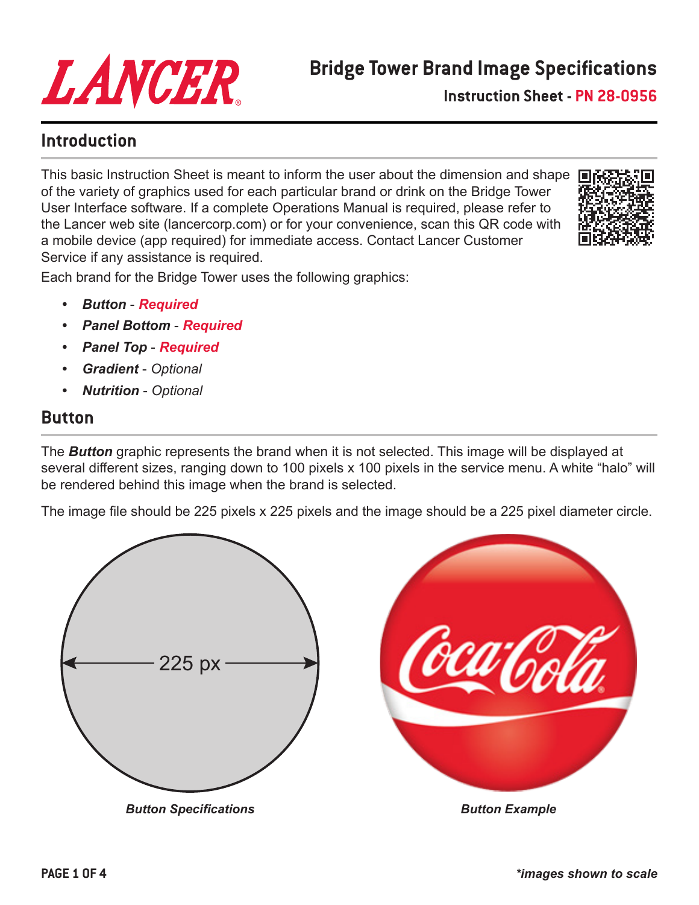# Bridge Tower Brand Image Specifications

**Instruction Sheet - PN 28-0956**

## Introduction

This basic Instruction Sheet is meant to inform the user about the dimension and shape of the variety of graphics used for each particular brand or drink on the Bridge Tower User Interface software. If a complete Operations Manual is required, please refer to the Lancer web site (lancercorp.com) or for your convenience, scan this QR code with a mobile device (app required) for immediate access. Contact Lancer Customer Service if any assistance is required.

Each brand for the Bridge Tower uses the following graphics:

- ***Button*** - ***Required***
- ***Panel Bottom*** - ***Required***
- ***Panel Top*** - ***Required***
- ***Gradient*** - *Optional*
- ***Nutrition*** - *Optional*

## Button

The ***Button*** graphic represents the brand when it is not selected. This image will be displayed at several different sizes, ranging down to 100 pixels x 100 pixels in the service menu. A white "halo" will be rendered behind this image when the brand is selected.

The image file should be 225 pixels x 225 pixels and the image should be a 225 pixel diameter circle.

225 px

***Button Specifications***

***Button Example***

***images shown to scale**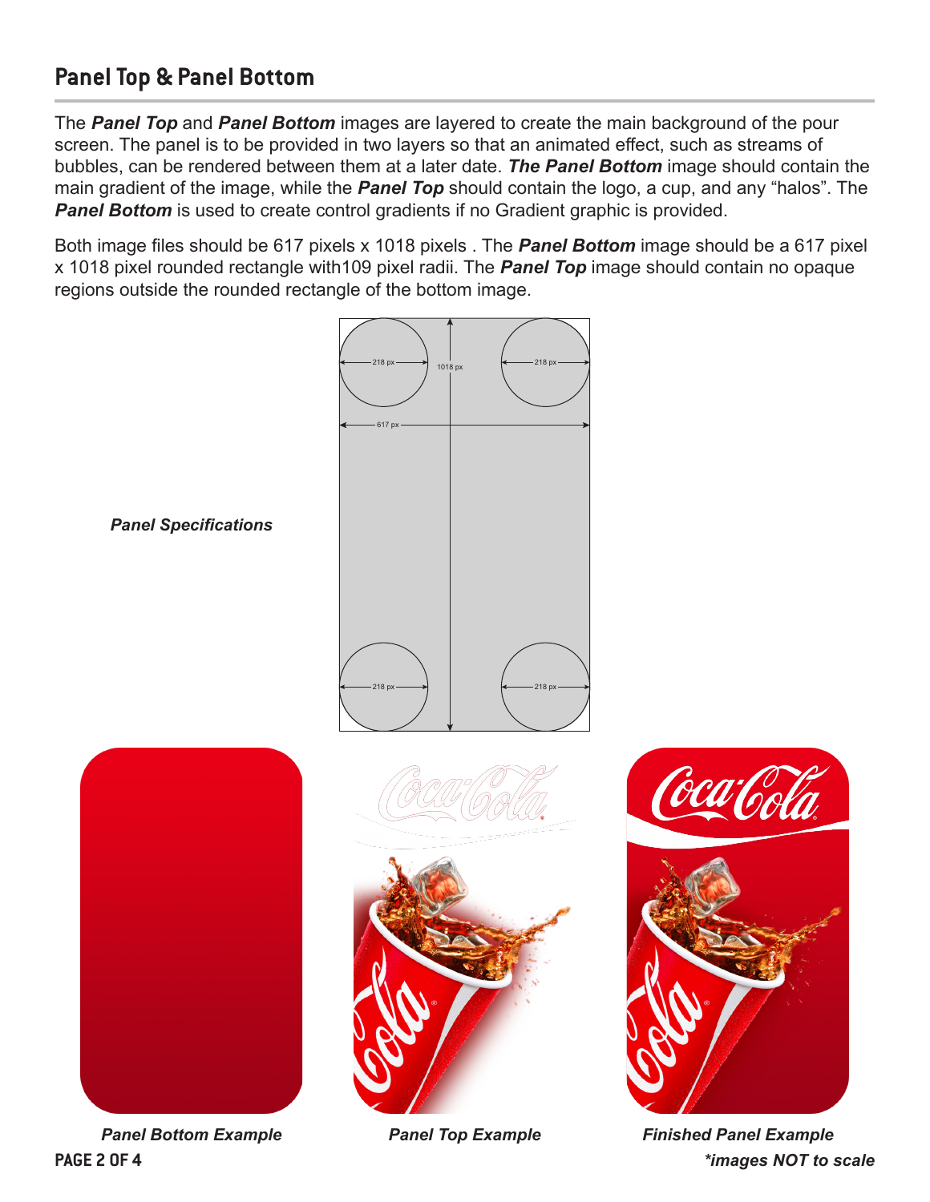## Panel Top & Panel Bottom

The ***Panel Top*** and ***Panel Bottom*** images are layered to create the main background of the pour screen. The panel is to be provided in two layers so that an animated effect, such as streams of bubbles, can be rendered between them at a later date. ***The Panel Bottom*** image should contain the main gradient of the image, while the ***Panel Top*** should contain the logo, a cup, and any “halos”. The ***Panel Bottom*** is used to create control gradients if no Gradient graphic is provided.

Both image files should be 617 pixels x 1018 pixels . The ***Panel Bottom*** image should be a 617 pixel x 1018 pixel rounded rectangle with109 pixel radii. The ***Panel Top*** image should contain no opaque regions outside the rounded rectangle of the bottom image.

***Panel Specifications***

***Panel Bottom Example***

***Panel Top Example***

***Finished Panel Example***

****images NOT to scale***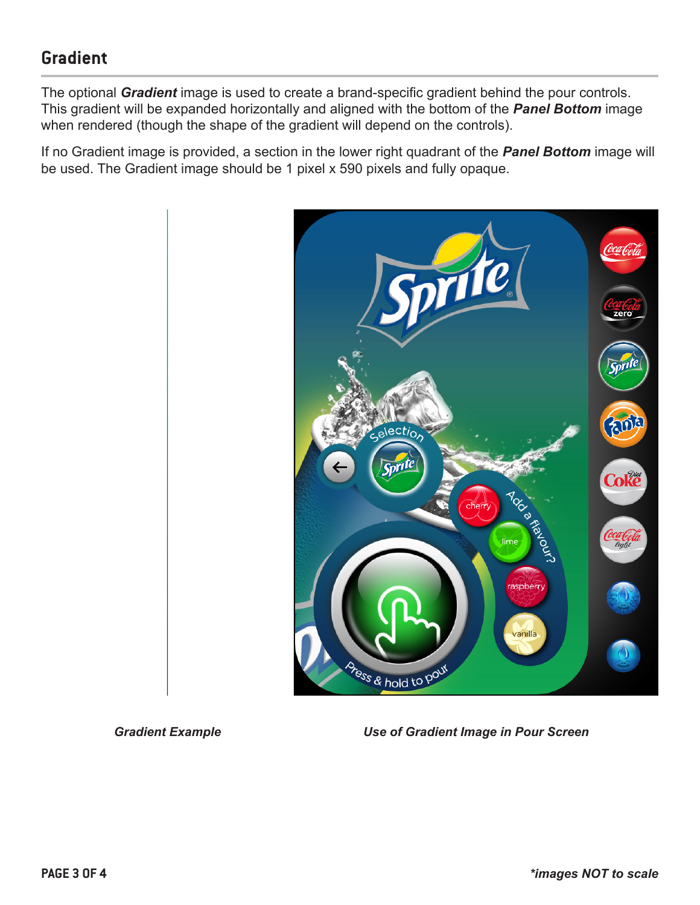## Gradient

The optional ***Gradient*** image is used to create a brand-specific gradient behind the pour controls. This gradient will be expanded horizontally and aligned with the bottom of the ***Panel Bottom*** image when rendered (though the shape of the gradient will depend on the controls).

If no Gradient image is provided, a section in the lower right quadrant of the ***Panel Bottom*** image will be used. The Gradient image should be 1 pixel x 590 pixels and fully opaque.

***Gradient Example***

***Use of Gradient Image in Pour Screen***

****images NOT to scale***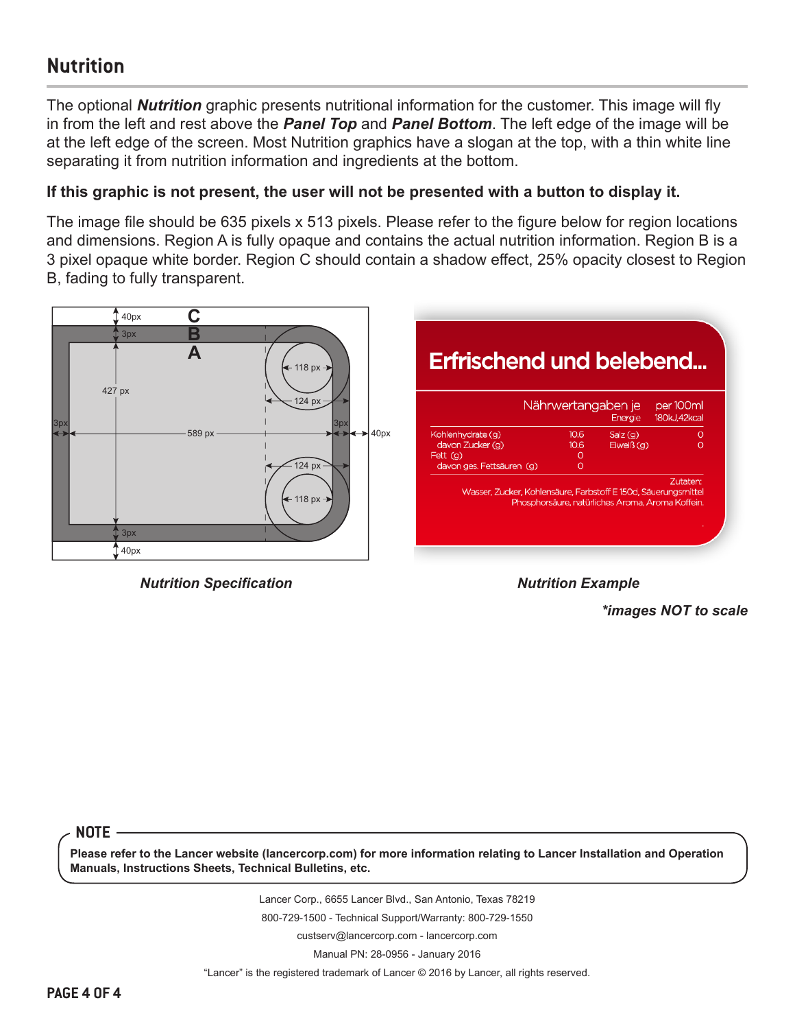## Nutrition

The optional ***Nutrition*** graphic presents nutritional information for the customer. This image will fly in from the left and rest above the ***Panel Top*** and ***Panel Bottom***. The left edge of the image will be at the left edge of the screen. Most Nutrition graphics have a slogan at the top, with a thin white line separating it from nutrition information and ingredients at the bottom.

**If this graphic is not present, the user will not be presented with a button to display it.**

The image file should be 635 pixels x 513 pixels. Please refer to the figure below for region locations and dimensions. Region A is fully opaque and contains the actual nutrition information. Region B is a 3 pixel opaque white border. Region C should contain a shadow effect, 25% opacity closest to Region B, fading to fully transparent.

C
B
A
40px
3px
427 px
589 px
118 px
124 px
124 px
118 px
3px
3px
40px
3px
40px

***Nutrition Specification***

Erfrischend und belebend...

Nährwertangaben je per 100ml
Energie 180kJ,42kcal

Kohlenhydrate (g) 10.6
davon Zucker (g) 10.6
Fett (g) 0
davon ges. Fettsäuren (g) 0
Salz (g) 0
Eiweiß (g) 0

Zutaten:
Wasser, Zucker, Kohlensäure, Farbstoff E 150d, Säuerungsmittel Phosphorsäure, natürliches Aroma, Aroma Koffein.

***Nutrition Example***

***\*images NOT to scale***

**NOTE**

**Please refer to the Lancer website (lancercorp.com) for more information relating to Lancer Installation and Operation Manuals, Instructions Sheets, Technical Bulletins, etc.**

Lancer Corp., 6655 Lancer Blvd., San Antonio, Texas 78219

800-729-1500 - Technical Support/Warranty: 800-729-1550

custserv@lancercorp.com - lancercorp.com

Manual PN: 28-0956 - January 2016

“Lancer” is the registered trademark of Lancer © 2016 by Lancer, all rights reserved.